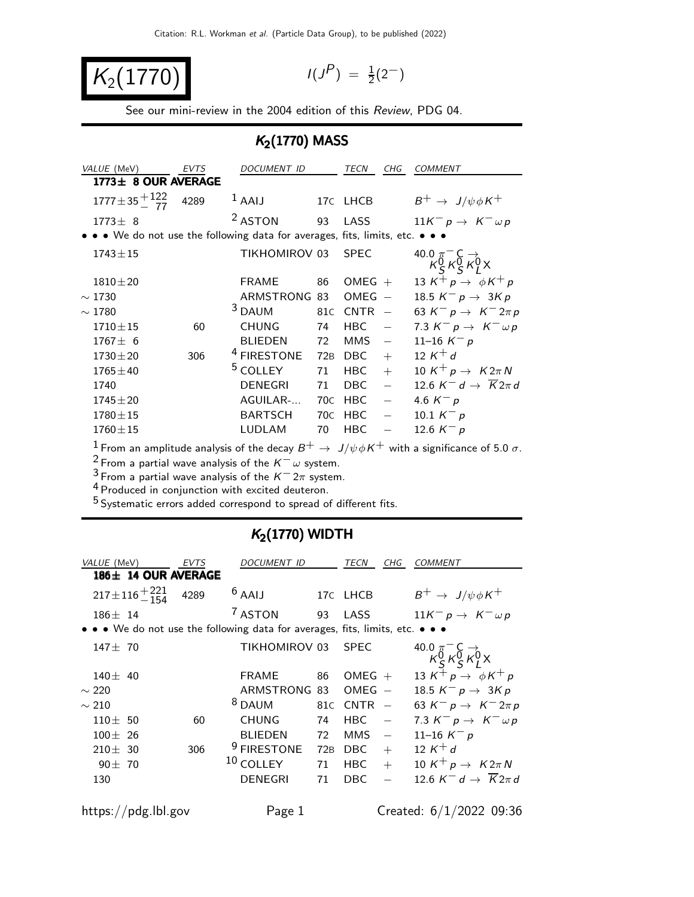Citation: R.L. Workman et al. (Particle Data Group), to be published (2022)

# $K_2(1770)$

$I(J^P) = \frac{1}{2}(2^-)$

See our mini-review in the 2004 edition of this *Review*, PDG 04.

## $K_2(1770)$ MASS

| VALUE (MeV) | EVTS | DOCUMENT ID | | TECN | CHG | COMMENT |
|---|---|---|---|---|---|---|
| **1773± 8 OUR AVERAGE** | | | | | | |
| $1777 \pm 35^{+122}_{-77}$ | 4289 | [1] AAIJ | 17C | LHCB | | $B^+ \to J/\psi \phi K^+$ |
| $1773 \pm 8$ | | [2] ASTON | 93 | LASS | | $11 K^- p \to K^- \omega p$ |
| • • • We do not use the following data for averages, fits, limits, etc. • • • | | | | | | |
| $1743 \pm 15$ | | TIKHOMIROV | 03 | SPEC | | $40.0\ \pi^- C \to K^0_S K^0_S K^0_L X$ |
| $1810 \pm 20$ | | FRAME | 86 | OMEG | + | $13\ K^+ p \to \phi K^+ p$ |
| $\sim 1730$ | | ARMSTRONG | 83 | OMEG | − | $18.5\ K^- p \to 3K p$ |
| $\sim 1780$ | | [3] DAUM | 81C | CNTR | − | $63\ K^- p \to K^- 2\pi p$ |
| $1710 \pm 15$ | 60 | CHUNG | 74 | HBC | − | $7.3\ K^- p \to K^- \omega p$ |
| $1767 \pm 6$ | | BLIEDEN | 72 | MMS | − | $11\text{–}16\ K^- p$ |
| $1730 \pm 20$ | 306 | [4] FIRESTONE | 72B | DBC | + | $12\ K^+ d$ |
| $1765 \pm 40$ | | [5] COLLEY | 71 | HBC | + | $10\ K^+ p \to K 2\pi N$ |
| 1740 | | DENEGRI | 71 | DBC | − | $12.6\ K^- d \to \overline{K} 2\pi d$ |
| $1745 \pm 20$ | | AGUILAR-... | 70C | HBC | − | $4.6\ K^- p$ |
| $1780 \pm 15$ | | BARTSCH | 70C | HBC | − | $10.1\ K^- p$ |
| $1760 \pm 15$ | | LUDLAM | 70 | HBC | − | $12.6\ K^- p$ |

[1] From an amplitude analysis of the decay $B^+ \to J/\psi \phi K^+$ with a significance of 5.0 $\sigma$.
[2] From a partial wave analysis of the $K^- \omega$ system.
[3] From a partial wave analysis of the $K^- 2\pi$ system.
[4] Produced in conjunction with excited deuteron.
[5] Systematic errors added correspond to spread of different fits.

## $K_2(1770)$ WIDTH

| VALUE (MeV) | EVTS | DOCUMENT ID | | TECN | CHG | COMMENT |
|---|---|---|---|---|---|---|
| **186± 14 OUR AVERAGE** | | | | | | |
| $217 \pm 116^{+221}_{-154}$ | 4289 | [6] AAIJ | 17C | LHCB | | $B^+ \to J/\psi \phi K^+$ |
| $186 \pm 14$ | | [7] ASTON | 93 | LASS | | $11 K^- p \to K^- \omega p$ |
| • • • We do not use the following data for averages, fits, limits, etc. • • • | | | | | | |
| $147 \pm 70$ | | TIKHOMIROV | 03 | SPEC | | $40.0\ \pi^- C \to K^0_S K^0_S K^0_L X$ |
| $140 \pm 40$ | | FRAME | 86 | OMEG | + | $13\ K^+ p \to \phi K^+ p$ |
| $\sim 220$ | | ARMSTRONG | 83 | OMEG | − | $18.5\ K^- p \to 3K p$ |
| $\sim 210$ | | [8] DAUM | 81C | CNTR | − | $63\ K^- p \to K^- 2\pi p$ |
| $110 \pm 50$ | 60 | CHUNG | 74 | HBC | − | $7.3\ K^- p \to K^- \omega p$ |
| $100 \pm 26$ | | BLIEDEN | 72 | MMS | − | $11\text{–}16\ K^- p$ |
| $210 \pm 30$ | 306 | [9] FIRESTONE | 72B | DBC | + | $12\ K^+ d$ |
| $90 \pm 70$ | | [10] COLLEY | 71 | HBC | + | $10\ K^+ p \to K 2\pi N$ |
| 130 | | DENEGRI | 71 | DBC | − | $12.6\ K^- d \to \overline{K} 2\pi d$ |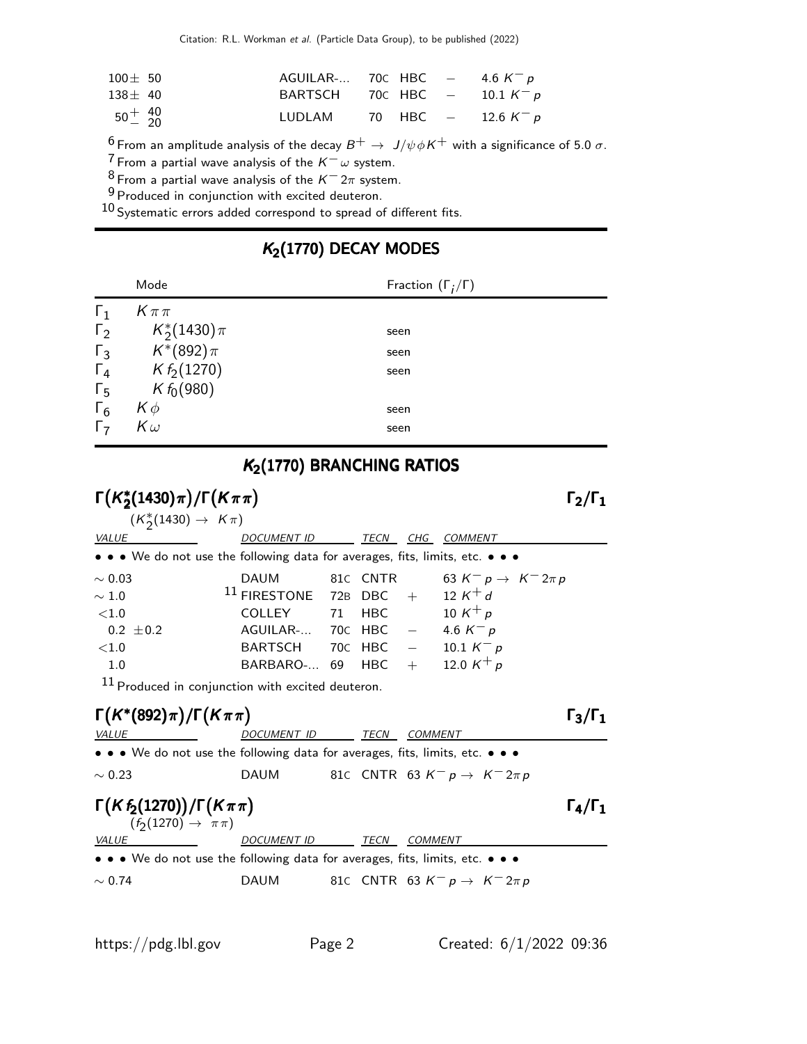| | | | | | |
|---|---|---|---|---|---|
| $100 \pm 50$ | AGUILAR-... | 70C | HBC | $-$ | 4.6 $K^- p$ |
| $138 \pm 40$ | BARTSCH | 70C | HBC | $-$ | 10.1 $K^- p$ |
| $50^{+40}_{-20}$ | LUDLAM | 70 | HBC | $-$ | 12.6 $K^- p$ |

[6] From an amplitude analysis of the decay $B^+ \to J/\psi \phi K^+$ with a significance of 5.0 $\sigma$.

[7] From a partial wave analysis of the $K^- \omega$ system.

[8] From a partial wave analysis of the $K^- 2\pi$ system.

[9] Produced in conjunction with excited deuteron.

[10] Systematic errors added correspond to spread of different fits.

## $K_2(1770)$ DECAY MODES

| | Mode | Fraction ($\Gamma_i/\Gamma$) |
|---|---|---|
| $\Gamma_1$ | $K\pi\pi$ | |
| $\Gamma_2$ | $K_2^*(1430)\pi$ | seen |
| $\Gamma_3$ | $K^*(892)\pi$ | seen |
| $\Gamma_4$ | $K f_2(1270)$ | seen |
| $\Gamma_5$ | $K f_0(980)$ | |
| $\Gamma_6$ | $K\phi$ | seen |
| $\Gamma_7$ | $K\omega$ | seen |

## $K_2(1770)$ BRANCHING RATIOS

### $\Gamma(K_2^*(1430)\pi)/\Gamma(K\pi\pi)$ — $\Gamma_2/\Gamma_1$

$(K_2^*(1430) \to K\pi)$

| VALUE | DOCUMENT ID | | TECN | CHG | COMMENT |
|---|---|---|---|---|---|
| • • • We do not use the following data for averages, fits, limits, etc. • • • | | | | | |
| $\sim 0.03$ | DAUM | 81C | CNTR | | 63 $K^- p \to K^- 2\pi p$ |
| $\sim 1.0$ | [11] FIRESTONE | 72B | DBC | $+$ | 12 $K^+ d$ |
| $<1.0$ | COLLEY | 71 | HBC | | 10 $K^+ p$ |
| $0.2 \pm 0.2$ | AGUILAR-... | 70C | HBC | $-$ | 4.6 $K^- p$ |
| $<1.0$ | BARTSCH | 70C | HBC | $-$ | 10.1 $K^- p$ |
| 1.0 | BARBARO-... | 69 | HBC | $+$ | 12.0 $K^+ p$ |

[11] Produced in conjunction with excited deuteron.

### $\Gamma(K^*(892)\pi)/\Gamma(K\pi\pi)$ — $\Gamma_3/\Gamma_1$

| VALUE | DOCUMENT ID | | TECN | COMMENT |
|---|---|---|---|---|
| • • • We do not use the following data for averages, fits, limits, etc. • • • | | | | |
| $\sim 0.23$ | DAUM | 81C | CNTR | 63 $K^- p \to K^- 2\pi p$ |

### $\Gamma(K f_2(1270))/\Gamma(K\pi\pi)$ — $\Gamma_4/\Gamma_1$

$(f_2(1270) \to \pi\pi)$

| VALUE | DOCUMENT ID | | TECN | COMMENT |
|---|---|---|---|---|
| • • • We do not use the following data for averages, fits, limits, etc. • • • | | | | |
| $\sim 0.74$ | DAUM | 81C | CNTR | 63 $K^- p \to K^- 2\pi p$ |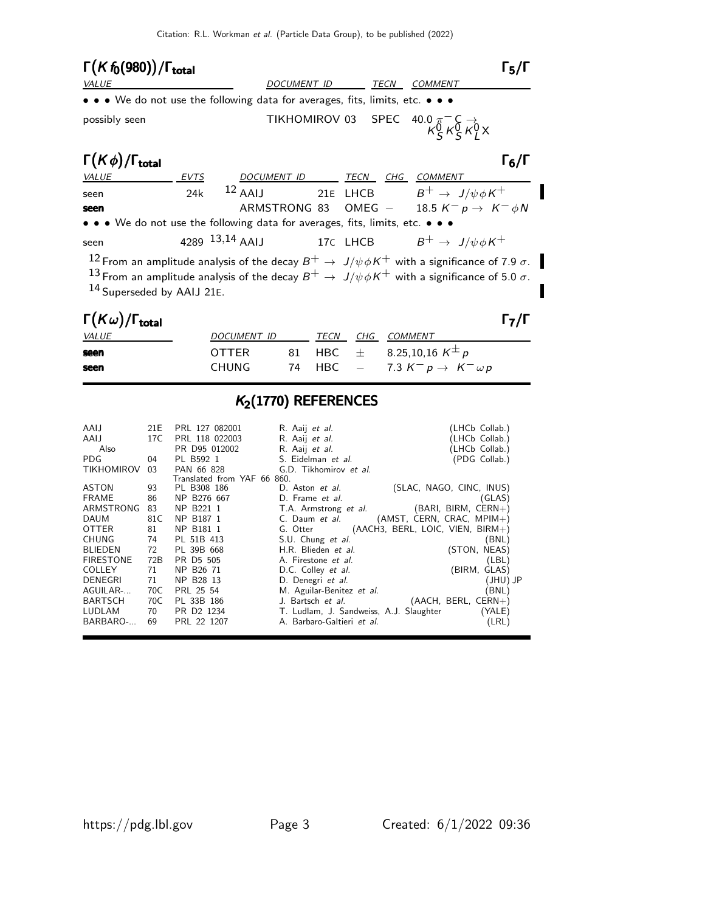## $\Gamma(K f_0(980))/\Gamma_{\text{total}}$ $\Gamma_5/\Gamma$

| VALUE | DOCUMENT ID | TECN | COMMENT |
|---|---|---|---|
| • • • We do not use the following data for averages, fits, limits, etc. • • • | | | |
| possibly seen | TIKHOMIROV 03 | SPEC | 40.0 $\pi^- C \to K^0_S K^0_S K^0_L X$ |

## $\Gamma(K \phi)/\Gamma_{\text{total}}$ $\Gamma_6/\Gamma$

| VALUE | EVTS | DOCUMENT ID | TECN | CHG | COMMENT |
|---|---|---|---|---|---|
| seen | 24k | [12] AAIJ 21E | LHCB | | $B^+ \to J/\psi \phi K^+$ |
| **seen** | | ARMSTRONG 83 | OMEG | $-$ | 18.5 $K^- p \to K^- \phi N$ |
| • • • We do not use the following data for averages, fits, limits, etc. • • • | | | | | |
| seen | 4289 | [13,14] AAIJ 17C | LHCB | | $B^+ \to J/\psi \phi K^+$ |

[12] From an amplitude analysis of the decay $B^+ \to J/\psi \phi K^+$ with a significance of 7.9 $\sigma$.
[13] From an amplitude analysis of the decay $B^+ \to J/\psi \phi K^+$ with a significance of 5.0 $\sigma$.
[14] Superseded by AAIJ 21E.

## $\Gamma(K \omega)/\Gamma_{\text{total}}$ $\Gamma_7/\Gamma$

| VALUE | DOCUMENT ID | TECN | CHG | COMMENT |
|---|---|---|---|---|
| **seen** | OTTER 81 | HBC | $\pm$ | 8.25,10,16 $K^\pm p$ |
| **seen** | CHUNG 74 | HBC | $-$ | 7.3 $K^- p \to K^- \omega p$ |

# $K_2(1770)$ REFERENCES

| | | | | |
|---|---|---|---|---|
| AAIJ | 21E | PRL 127 082001 | R. Aaij *et al.* | (LHCb Collab.) |
| AAIJ | 17C | PRL 118 022003 | R. Aaij *et al.* | (LHCb Collab.) |
| Also | | PR D95 012002 | R. Aaij *et al.* | (LHCb Collab.) |
| PDG | 04 | PL B592 1 | S. Eidelman *et al.* | (PDG Collab.) |
| TIKHOMIROV | 03 | PAN 66 828 | G.D. Tikhomirov *et al.* | |
| | | Translated from YAF 66 860. | | |
| ASTON | 93 | PL B308 186 | D. Aston *et al.* | (SLAC, NAGO, CINC, INUS) |
| FRAME | 86 | NP B276 667 | D. Frame *et al.* | (GLAS) |
| ARMSTRONG | 83 | NP B221 1 | T.A. Armstrong *et al.* | (BARI, BIRM, CERN+) |
| DAUM | 81C | NP B187 1 | C. Daum *et al.* | (AMST, CERN, CRAC, MPIM+) |
| OTTER | 81 | NP B181 1 | G. Otter | (AACH3, BERL, LOIC, VIEN, BIRM+) |
| CHUNG | 74 | PL 51B 413 | S.U. Chung *et al.* | (BNL) |
| BLIEDEN | 72 | PL 39B 668 | H.R. Blieden *et al.* | (STON, NEAS) |
| FIRESTONE | 72B | PR D5 505 | A. Firestone *et al.* | (LBL) |
| COLLEY | 71 | NP B26 71 | D.C. Colley *et al.* | (BIRM, GLAS) |
| DENEGRI | 71 | NP B28 13 | D. Denegri *et al.* | (JHU) JP |
| AGUILAR-... | 70C | PRL 25 54 | M. Aguilar-Benitez *et al.* | (BNL) |
| BARTSCH | 70C | PL 33B 186 | J. Bartsch *et al.* | (AACH, BERL, CERN+) |
| LUDLAM | 70 | PR D2 1234 | T. Ludlam, J. Sandweiss, A.J. Slaughter | (YALE) |
| BARBARO-... | 69 | PRL 22 1207 | A. Barbaro-Galtieri *et al.* | (LRL) |